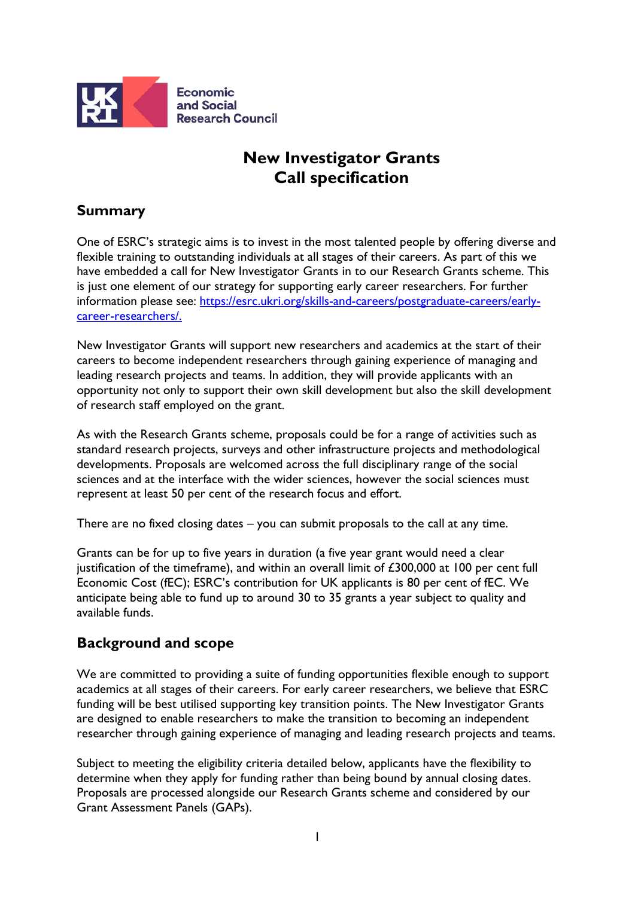Economic and Social Research Council

# New Investigator Grants
# Call specification

## Summary

One of ESRC's strategic aims is to invest in the most talented people by offering diverse and flexible training to outstanding individuals at all stages of their careers. As part of this we have embedded a call for New Investigator Grants in to our Research Grants scheme. This is just one element of our strategy for supporting early career researchers. For further information please see: [https://esrc.ukri.org/skills-and-careers/postgraduate-careers/early-career-researchers/.](https://esrc.ukri.org/skills-and-careers/postgraduate-careers/early-career-researchers/)

New Investigator Grants will support new researchers and academics at the start of their careers to become independent researchers through gaining experience of managing and leading research projects and teams. In addition, they will provide applicants with an opportunity not only to support their own skill development but also the skill development of research staff employed on the grant.

As with the Research Grants scheme, proposals could be for a range of activities such as standard research projects, surveys and other infrastructure projects and methodological developments. Proposals are welcomed across the full disciplinary range of the social sciences and at the interface with the wider sciences, however the social sciences must represent at least 50 per cent of the research focus and effort.

There are no fixed closing dates – you can submit proposals to the call at any time.

Grants can be for up to five years in duration (a five year grant would need a clear justification of the timeframe), and within an overall limit of £300,000 at 100 per cent full Economic Cost (fEC); ESRC's contribution for UK applicants is 80 per cent of fEC. We anticipate being able to fund up to around 30 to 35 grants a year subject to quality and available funds.

## Background and scope

We are committed to providing a suite of funding opportunities flexible enough to support academics at all stages of their careers. For early career researchers, we believe that ESRC funding will be best utilised supporting key transition points. The New Investigator Grants are designed to enable researchers to make the transition to becoming an independent researcher through gaining experience of managing and leading research projects and teams.

Subject to meeting the eligibility criteria detailed below, applicants have the flexibility to determine when they apply for funding rather than being bound by annual closing dates. Proposals are processed alongside our Research Grants scheme and considered by our Grant Assessment Panels (GAPs).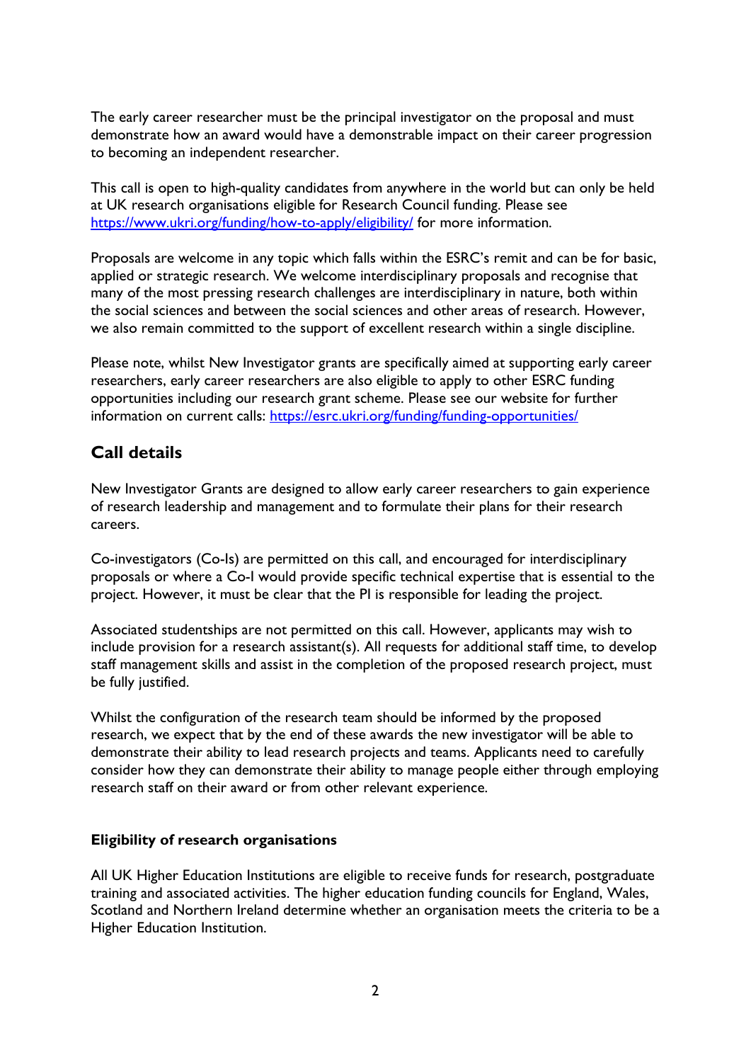The early career researcher must be the principal investigator on the proposal and must demonstrate how an award would have a demonstrable impact on their career progression to becoming an independent researcher.

This call is open to high-quality candidates from anywhere in the world but can only be held at UK research organisations eligible for Research Council funding. Please see [https://www.ukri.org/funding/how-to-apply/eligibility/](https://www.ukri.org/funding/how-to-apply/eligibility/) for more information.

Proposals are welcome in any topic which falls within the ESRC's remit and can be for basic, applied or strategic research. We welcome interdisciplinary proposals and recognise that many of the most pressing research challenges are interdisciplinary in nature, both within the social sciences and between the social sciences and other areas of research. However, we also remain committed to the support of excellent research within a single discipline.

Please note, whilst New Investigator grants are specifically aimed at supporting early career researchers, early career researchers are also eligible to apply to other ESRC funding opportunities including our research grant scheme. Please see our website for further information on current calls: [https://esrc.ukri.org/funding/funding-opportunities/](https://esrc.ukri.org/funding/funding-opportunities/)

## Call details

New Investigator Grants are designed to allow early career researchers to gain experience of research leadership and management and to formulate their plans for their research careers.

Co-investigators (Co-Is) are permitted on this call, and encouraged for interdisciplinary proposals or where a Co-I would provide specific technical expertise that is essential to the project. However, it must be clear that the PI is responsible for leading the project.

Associated studentships are not permitted on this call. However, applicants may wish to include provision for a research assistant(s). All requests for additional staff time, to develop staff management skills and assist in the completion of the proposed research project, must be fully justified.

Whilst the configuration of the research team should be informed by the proposed research, we expect that by the end of these awards the new investigator will be able to demonstrate their ability to lead research projects and teams. Applicants need to carefully consider how they can demonstrate their ability to manage people either through employing research staff on their award or from other relevant experience.

### Eligibility of research organisations

All UK Higher Education Institutions are eligible to receive funds for research, postgraduate training and associated activities. The higher education funding councils for England, Wales, Scotland and Northern Ireland determine whether an organisation meets the criteria to be a Higher Education Institution.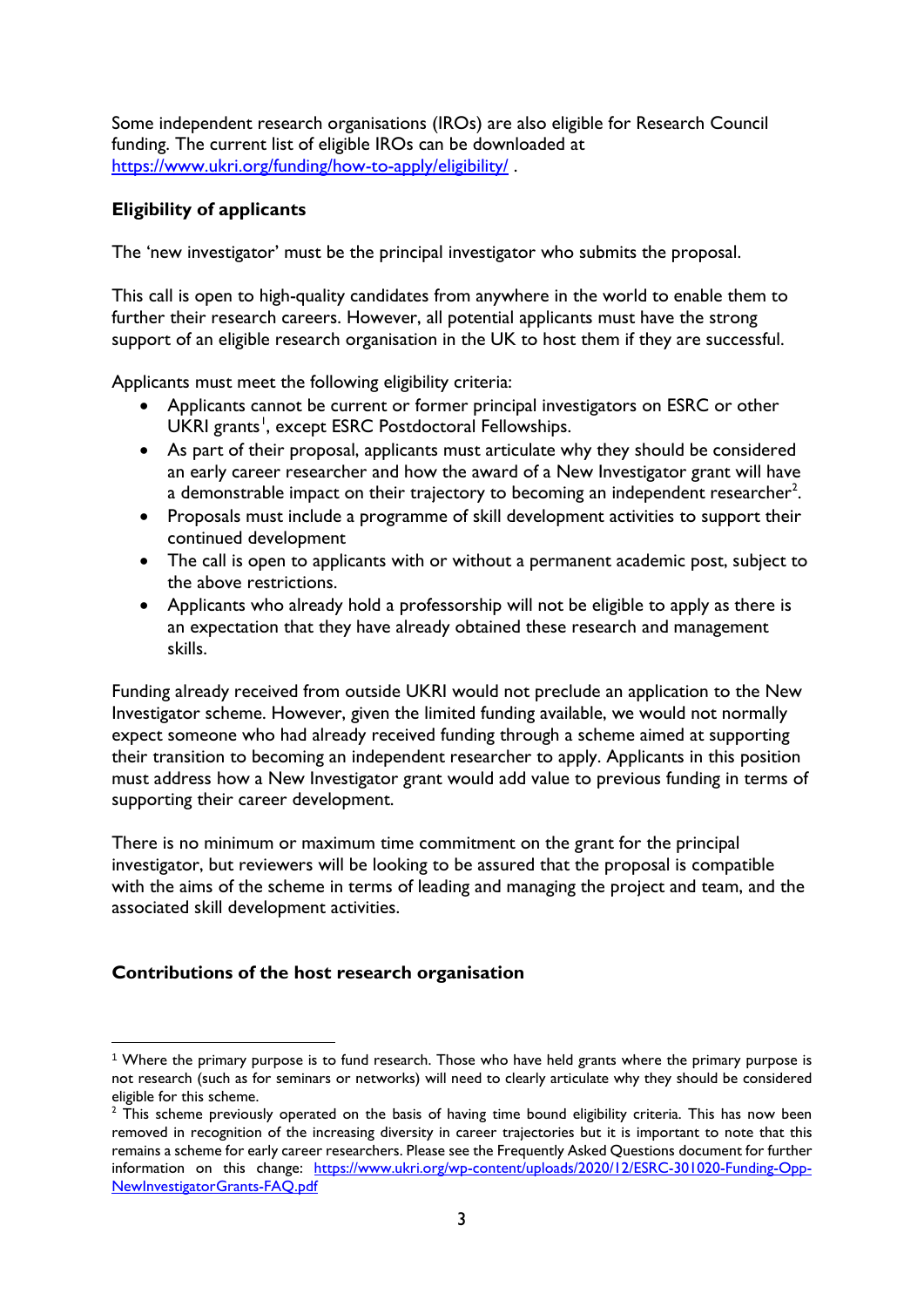Some independent research organisations (IROs) are also eligible for Research Council funding. The current list of eligible IROs can be downloaded at [https://www.ukri.org/funding/how-to-apply/eligibility/](https://www.ukri.org/funding/how-to-apply/eligibility/) .

**Eligibility of applicants**

The 'new investigator' must be the principal investigator who submits the proposal.

This call is open to high-quality candidates from anywhere in the world to enable them to further their research careers. However, all potential applicants must have the strong support of an eligible research organisation in the UK to host them if they are successful.

Applicants must meet the following eligibility criteria:

- Applicants cannot be current or former principal investigators on ESRC or other UKRI grants[1], except ESRC Postdoctoral Fellowships.
- As part of their proposal, applicants must articulate why they should be considered an early career researcher and how the award of a New Investigator grant will have a demonstrable impact on their trajectory to becoming an independent researcher[2].
- Proposals must include a programme of skill development activities to support their continued development
- The call is open to applicants with or without a permanent academic post, subject to the above restrictions.
- Applicants who already hold a professorship will not be eligible to apply as there is an expectation that they have already obtained these research and management skills.

Funding already received from outside UKRI would not preclude an application to the New Investigator scheme. However, given the limited funding available, we would not normally expect someone who had already received funding through a scheme aimed at supporting their transition to becoming an independent researcher to apply. Applicants in this position must address how a New Investigator grant would add value to previous funding in terms of supporting their career development.

There is no minimum or maximum time commitment on the grant for the principal investigator, but reviewers will be looking to be assured that the proposal is compatible with the aims of the scheme in terms of leading and managing the project and team, and the associated skill development activities.

**Contributions of the host research organisation**

---

[1] Where the primary purpose is to fund research. Those who have held grants where the primary purpose is not research (such as for seminars or networks) will need to clearly articulate why they should be considered eligible for this scheme.

[2] This scheme previously operated on the basis of having time bound eligibility criteria. This has now been removed in recognition of the increasing diversity in career trajectories but it is important to note that this remains a scheme for early career researchers. Please see the Frequently Asked Questions document for further information on this change: [https://www.ukri.org/wp-content/uploads/2020/12/ESRC-301020-Funding-Opp-NewInvestigatorGrants-FAQ.pdf](https://www.ukri.org/wp-content/uploads/2020/12/ESRC-301020-Funding-Opp-NewInvestigatorGrants-FAQ.pdf)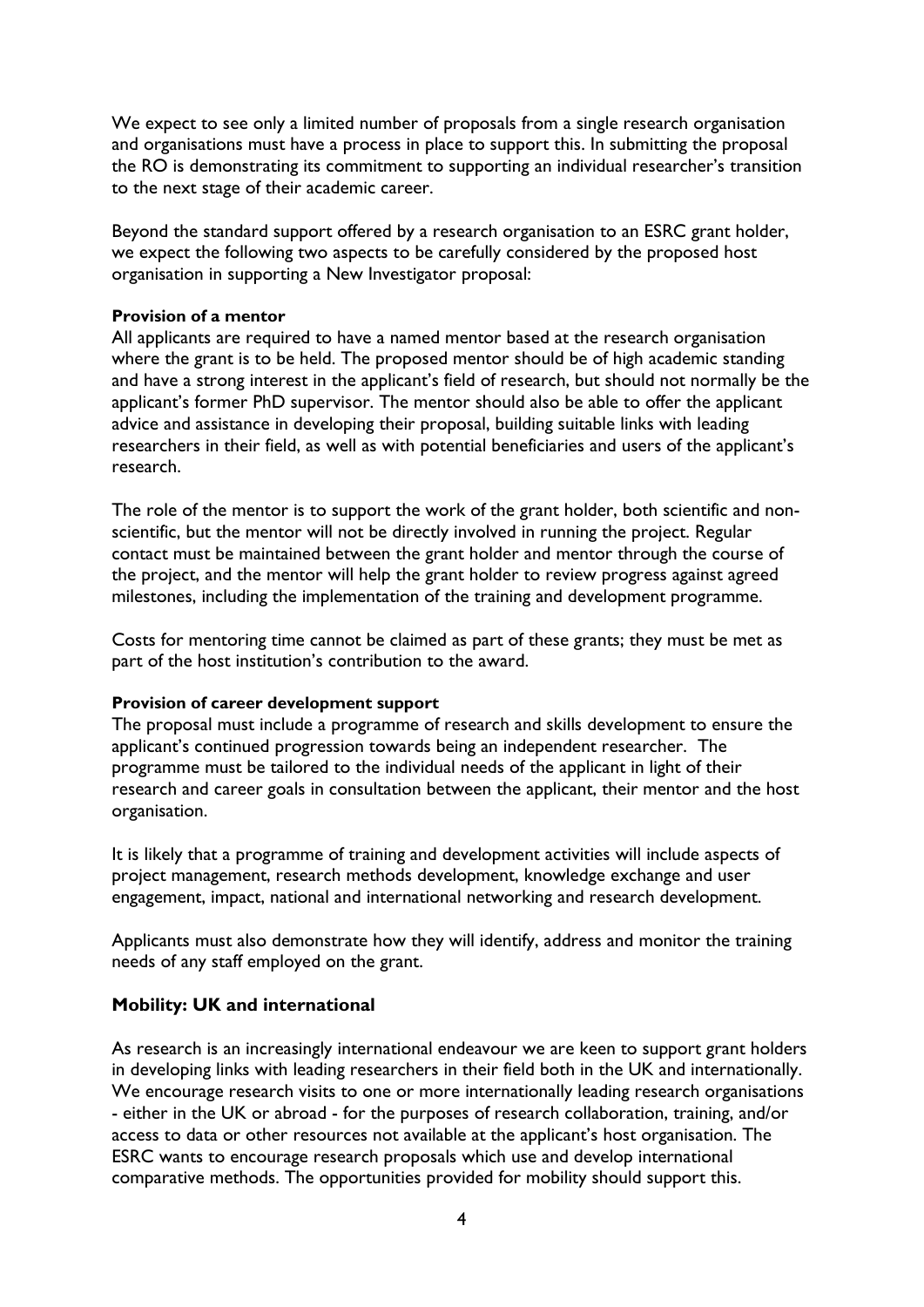We expect to see only a limited number of proposals from a single research organisation and organisations must have a process in place to support this. In submitting the proposal the RO is demonstrating its commitment to supporting an individual researcher's transition to the next stage of their academic career.

Beyond the standard support offered by a research organisation to an ESRC grant holder, we expect the following two aspects to be carefully considered by the proposed host organisation in supporting a New Investigator proposal:

**Provision of a mentor**

All applicants are required to have a named mentor based at the research organisation where the grant is to be held. The proposed mentor should be of high academic standing and have a strong interest in the applicant's field of research, but should not normally be the applicant's former PhD supervisor. The mentor should also be able to offer the applicant advice and assistance in developing their proposal, building suitable links with leading researchers in their field, as well as with potential beneficiaries and users of the applicant's research.

The role of the mentor is to support the work of the grant holder, both scientific and non-scientific, but the mentor will not be directly involved in running the project. Regular contact must be maintained between the grant holder and mentor through the course of the project, and the mentor will help the grant holder to review progress against agreed milestones, including the implementation of the training and development programme.

Costs for mentoring time cannot be claimed as part of these grants; they must be met as part of the host institution's contribution to the award.

**Provision of career development support**

The proposal must include a programme of research and skills development to ensure the applicant's continued progression towards being an independent researcher. The programme must be tailored to the individual needs of the applicant in light of their research and career goals in consultation between the applicant, their mentor and the host organisation.

It is likely that a programme of training and development activities will include aspects of project management, research methods development, knowledge exchange and user engagement, impact, national and international networking and research development.

Applicants must also demonstrate how they will identify, address and monitor the training needs of any staff employed on the grant.

## Mobility: UK and international

As research is an increasingly international endeavour we are keen to support grant holders in developing links with leading researchers in their field both in the UK and internationally. We encourage research visits to one or more internationally leading research organisations - either in the UK or abroad - for the purposes of research collaboration, training, and/or access to data or other resources not available at the applicant's host organisation. The ESRC wants to encourage research proposals which use and develop international comparative methods. The opportunities provided for mobility should support this.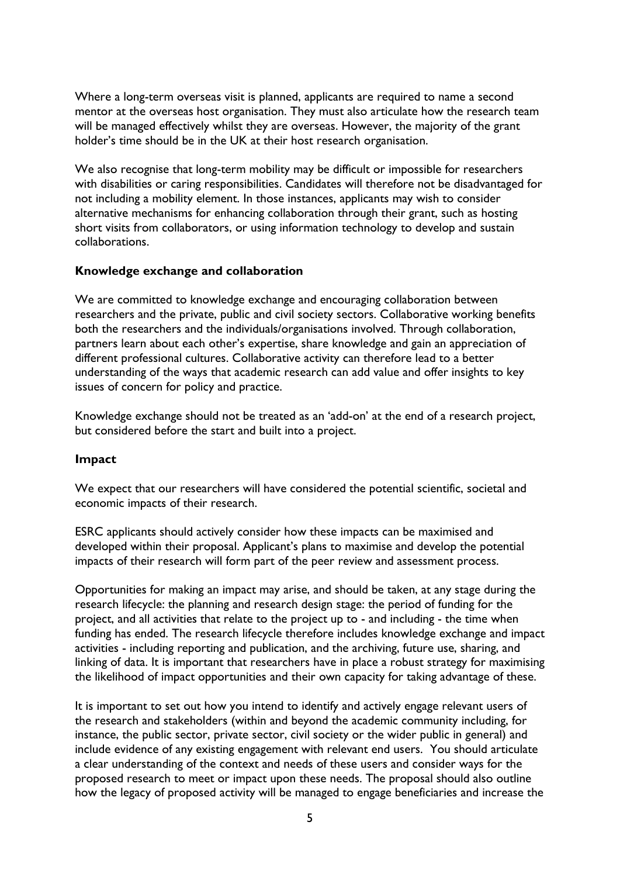Where a long-term overseas visit is planned, applicants are required to name a second mentor at the overseas host organisation. They must also articulate how the research team will be managed effectively whilst they are overseas. However, the majority of the grant holder's time should be in the UK at their host research organisation.

We also recognise that long-term mobility may be difficult or impossible for researchers with disabilities or caring responsibilities. Candidates will therefore not be disadvantaged for not including a mobility element. In those instances, applicants may wish to consider alternative mechanisms for enhancing collaboration through their grant, such as hosting short visits from collaborators, or using information technology to develop and sustain collaborations.

### Knowledge exchange and collaboration

We are committed to knowledge exchange and encouraging collaboration between researchers and the private, public and civil society sectors. Collaborative working benefits both the researchers and the individuals/organisations involved. Through collaboration, partners learn about each other's expertise, share knowledge and gain an appreciation of different professional cultures. Collaborative activity can therefore lead to a better understanding of the ways that academic research can add value and offer insights to key issues of concern for policy and practice.

Knowledge exchange should not be treated as an 'add-on' at the end of a research project, but considered before the start and built into a project.

### Impact

We expect that our researchers will have considered the potential scientific, societal and economic impacts of their research.

ESRC applicants should actively consider how these impacts can be maximised and developed within their proposal. Applicant's plans to maximise and develop the potential impacts of their research will form part of the peer review and assessment process.

Opportunities for making an impact may arise, and should be taken, at any stage during the research lifecycle: the planning and research design stage: the period of funding for the project, and all activities that relate to the project up to - and including - the time when funding has ended. The research lifecycle therefore includes knowledge exchange and impact activities - including reporting and publication, and the archiving, future use, sharing, and linking of data. It is important that researchers have in place a robust strategy for maximising the likelihood of impact opportunities and their own capacity for taking advantage of these.

It is important to set out how you intend to identify and actively engage relevant users of the research and stakeholders (within and beyond the academic community including, for instance, the public sector, private sector, civil society or the wider public in general) and include evidence of any existing engagement with relevant end users. You should articulate a clear understanding of the context and needs of these users and consider ways for the proposed research to meet or impact upon these needs. The proposal should also outline how the legacy of proposed activity will be managed to engage beneficiaries and increase the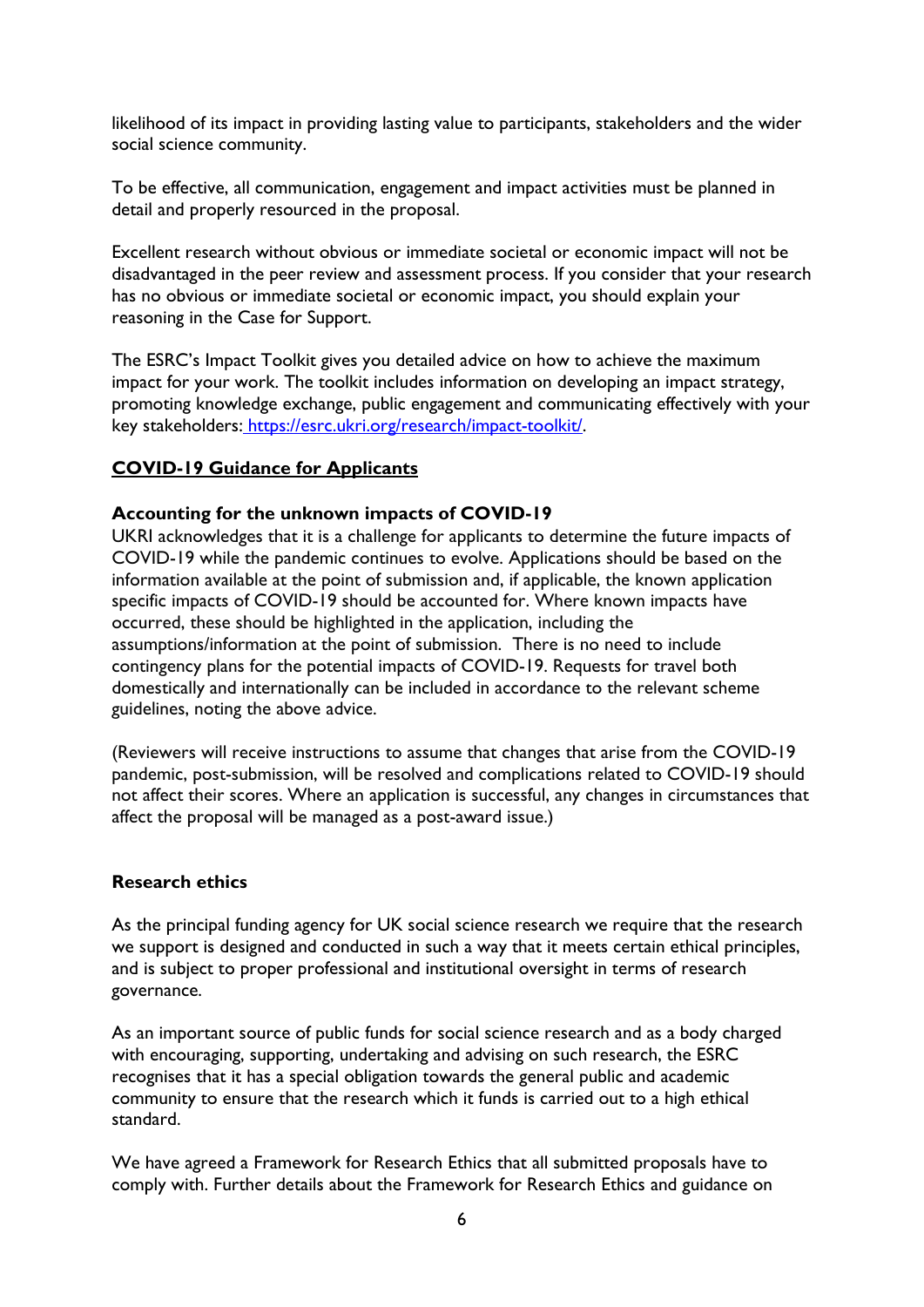likelihood of its impact in providing lasting value to participants, stakeholders and the wider social science community.

To be effective, all communication, engagement and impact activities must be planned in detail and properly resourced in the proposal.

Excellent research without obvious or immediate societal or economic impact will not be disadvantaged in the peer review and assessment process. If you consider that your research has no obvious or immediate societal or economic impact, you should explain your reasoning in the Case for Support.

The ESRC's Impact Toolkit gives you detailed advice on how to achieve the maximum impact for your work. The toolkit includes information on developing an impact strategy, promoting knowledge exchange, public engagement and communicating effectively with your key stakeholders: [https://esrc.ukri.org/research/impact-toolkit/](https://esrc.ukri.org/research/impact-toolkit/).

## COVID-19 Guidance for Applicants

### Accounting for the unknown impacts of COVID-19

UKRI acknowledges that it is a challenge for applicants to determine the future impacts of COVID-19 while the pandemic continues to evolve. Applications should be based on the information available at the point of submission and, if applicable, the known application specific impacts of COVID-19 should be accounted for. Where known impacts have occurred, these should be highlighted in the application, including the assumptions/information at the point of submission. There is no need to include contingency plans for the potential impacts of COVID-19. Requests for travel both domestically and internationally can be included in accordance to the relevant scheme guidelines, noting the above advice.

(Reviewers will receive instructions to assume that changes that arise from the COVID-19 pandemic, post-submission, will be resolved and complications related to COVID-19 should not affect their scores. Where an application is successful, any changes in circumstances that affect the proposal will be managed as a post-award issue.)

### Research ethics

As the principal funding agency for UK social science research we require that the research we support is designed and conducted in such a way that it meets certain ethical principles, and is subject to proper professional and institutional oversight in terms of research governance.

As an important source of public funds for social science research and as a body charged with encouraging, supporting, undertaking and advising on such research, the ESRC recognises that it has a special obligation towards the general public and academic community to ensure that the research which it funds is carried out to a high ethical standard.

We have agreed a Framework for Research Ethics that all submitted proposals have to comply with. Further details about the Framework for Research Ethics and guidance on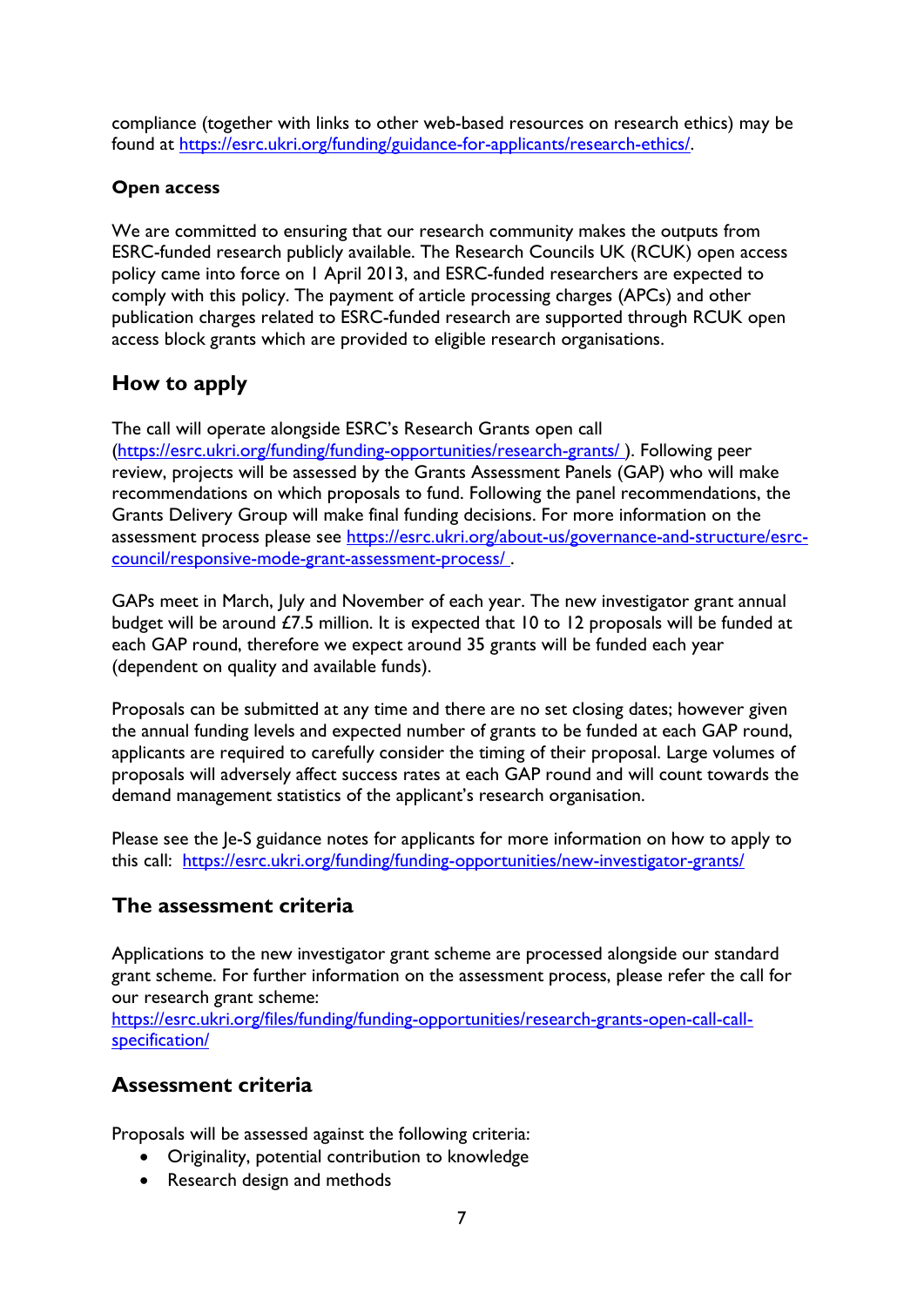compliance (together with links to other web-based resources on research ethics) may be found at https://esrc.ukri.org/funding/guidance-for-applicants/research-ethics/.

**Open access**

We are committed to ensuring that our research community makes the outputs from ESRC-funded research publicly available. The Research Councils UK (RCUK) open access policy came into force on 1 April 2013, and ESRC-funded researchers are expected to comply with this policy. The payment of article processing charges (APCs) and other publication charges related to ESRC-funded research are supported through RCUK open access block grants which are provided to eligible research organisations.

## How to apply

The call will operate alongside ESRC's Research Grants open call (https://esrc.ukri.org/funding/funding-opportunities/research-grants/ ). Following peer review, projects will be assessed by the Grants Assessment Panels (GAP) who will make recommendations on which proposals to fund. Following the panel recommendations, the Grants Delivery Group will make final funding decisions. For more information on the assessment process please see https://esrc.ukri.org/about-us/governance-and-structure/esrc-council/responsive-mode-grant-assessment-process/ .

GAPs meet in March, July and November of each year. The new investigator grant annual budget will be around £7.5 million. It is expected that 10 to 12 proposals will be funded at each GAP round, therefore we expect around 35 grants will be funded each year (dependent on quality and available funds).

Proposals can be submitted at any time and there are no set closing dates; however given the annual funding levels and expected number of grants to be funded at each GAP round, applicants are required to carefully consider the timing of their proposal. Large volumes of proposals will adversely affect success rates at each GAP round and will count towards the demand management statistics of the applicant's research organisation.

Please see the Je-S guidance notes for applicants for more information on how to apply to this call: https://esrc.ukri.org/funding/funding-opportunities/new-investigator-grants/

## The assessment criteria

Applications to the new investigator grant scheme are processed alongside our standard grant scheme. For further information on the assessment process, please refer the call for our research grant scheme:
https://esrc.ukri.org/files/funding/funding-opportunities/research-grants-open-call-call-specification/

## Assessment criteria

Proposals will be assessed against the following criteria:

- Originality, potential contribution to knowledge
- Research design and methods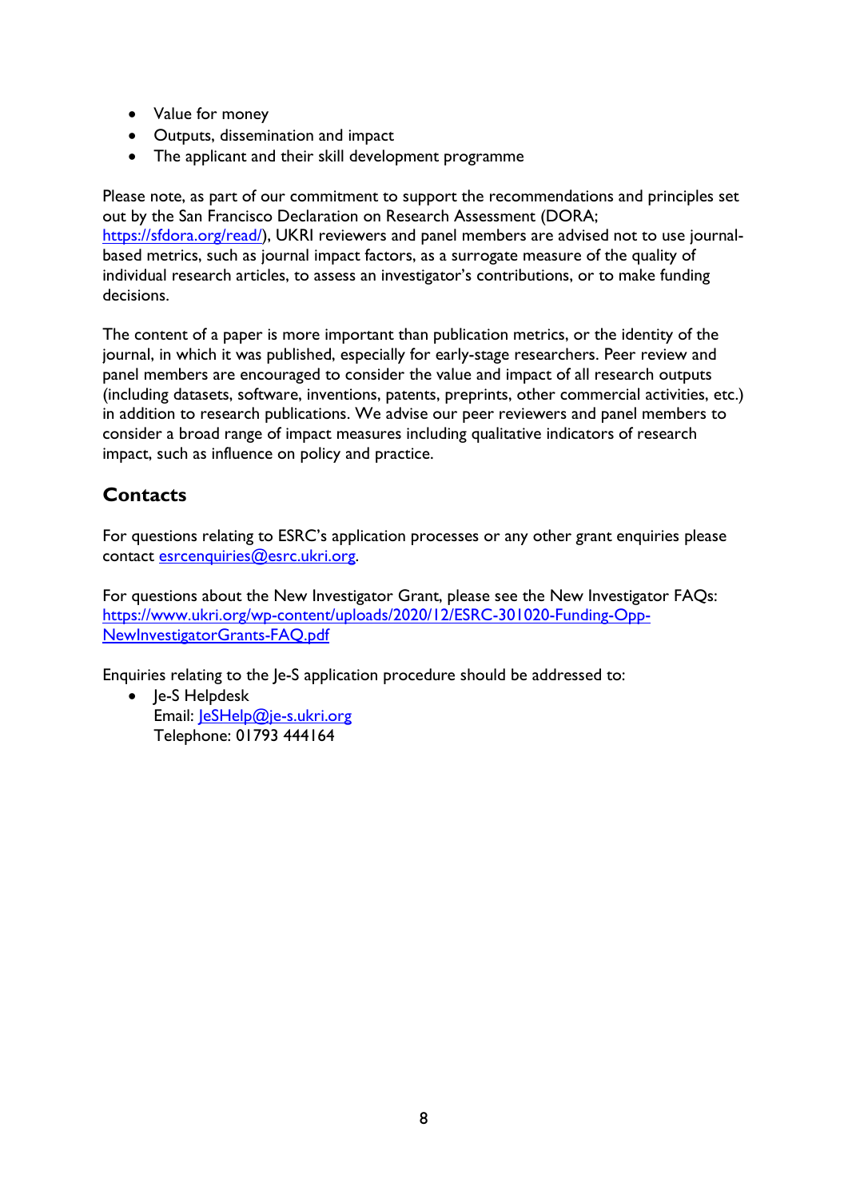- Value for money
- Outputs, dissemination and impact
- The applicant and their skill development programme

Please note, as part of our commitment to support the recommendations and principles set out by the San Francisco Declaration on Research Assessment (DORA; https://sfdora.org/read/), UKRI reviewers and panel members are advised not to use journal-based metrics, such as journal impact factors, as a surrogate measure of the quality of individual research articles, to assess an investigator's contributions, or to make funding decisions.

The content of a paper is more important than publication metrics, or the identity of the journal, in which it was published, especially for early-stage researchers. Peer review and panel members are encouraged to consider the value and impact of all research outputs (including datasets, software, inventions, patents, preprints, other commercial activities, etc.) in addition to research publications. We advise our peer reviewers and panel members to consider a broad range of impact measures including qualitative indicators of research impact, such as influence on policy and practice.

## Contacts

For questions relating to ESRC's application processes or any other grant enquiries please contact esrcenquiries@esrc.ukri.org.

For questions about the New Investigator Grant, please see the New Investigator FAQs: https://www.ukri.org/wp-content/uploads/2020/12/ESRC-301020-Funding-Opp-NewInvestigatorGrants-FAQ.pdf

Enquiries relating to the Je-S application procedure should be addressed to:

- Je-S Helpdesk
  Email: JeSHelp@je-s.ukri.org
  Telephone: 01793 444164